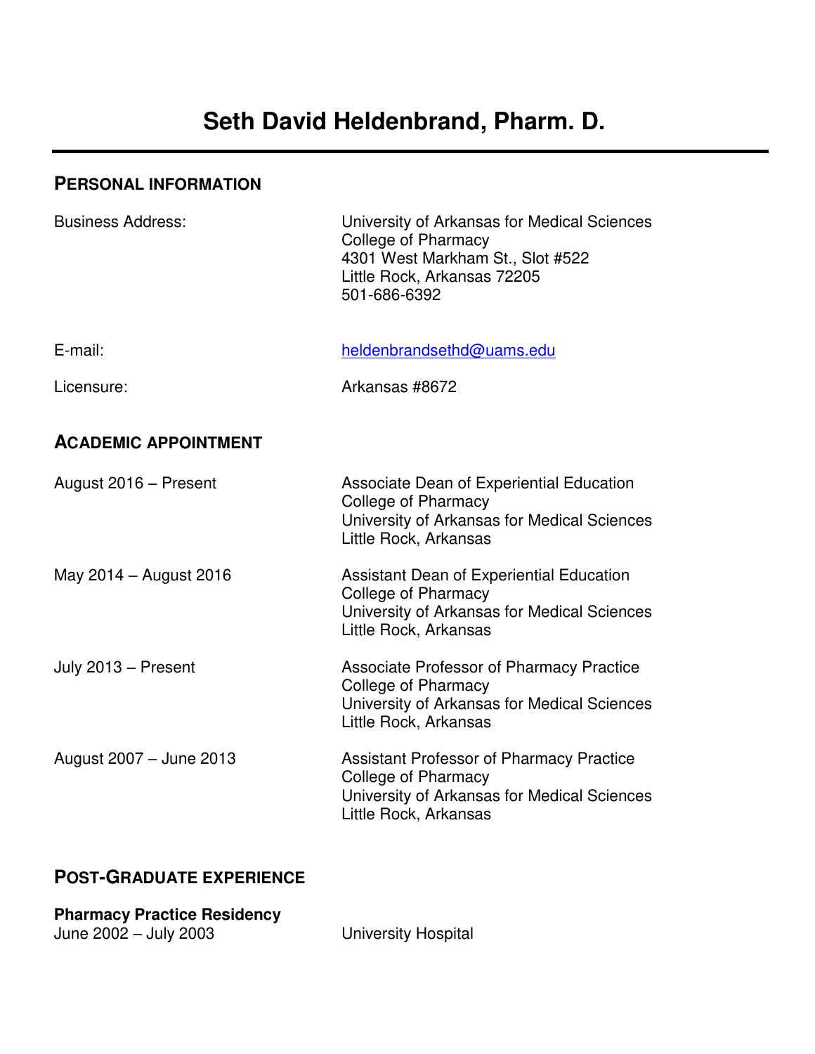# Seth David Heldenbrand, Pharm. D.

## PERSONAL INFORMATION

| | |
|---|---|
| Business Address: | University of Arkansas for Medical Sciences<br>College of Pharmacy<br>4301 West Markham St., Slot #522<br>Little Rock, Arkansas 72205<br>501-686-6392 |
| E-mail: | heldenbrandsethd@uams.edu |
| Licensure: | Arkansas #8672 |

## ACADEMIC APPOINTMENT

| | |
|---|---|
| August 2016 – Present | Associate Dean of Experiential Education<br>College of Pharmacy<br>University of Arkansas for Medical Sciences<br>Little Rock, Arkansas |
| May 2014 – August 2016 | Assistant Dean of Experiential Education<br>College of Pharmacy<br>University of Arkansas for Medical Sciences<br>Little Rock, Arkansas |
| July 2013 – Present | Associate Professor of Pharmacy Practice<br>College of Pharmacy<br>University of Arkansas for Medical Sciences<br>Little Rock, Arkansas |
| August 2007 – June 2013 | Assistant Professor of Pharmacy Practice<br>College of Pharmacy<br>University of Arkansas for Medical Sciences<br>Little Rock, Arkansas |

## POST-GRADUATE EXPERIENCE

**Pharmacy Practice Residency**

June 2002 – July 2003 — University Hospital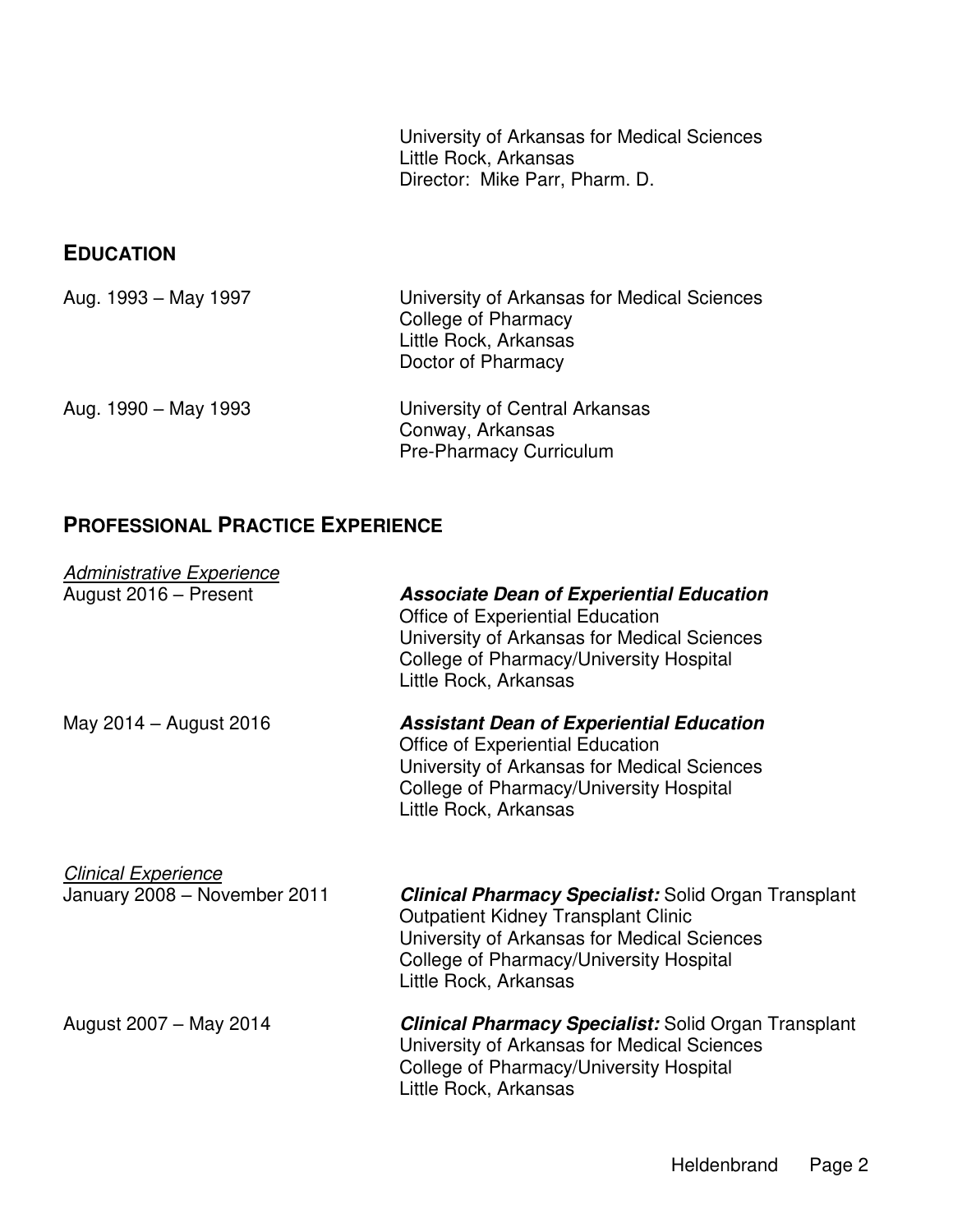University of Arkansas for Medical Sciences
Little Rock, Arkansas
Director: Mike Parr, Pharm. D.

## EDUCATION

Aug. 1993 – May 1997
University of Arkansas for Medical Sciences
College of Pharmacy
Little Rock, Arkansas
Doctor of Pharmacy

Aug. 1990 – May 1993
University of Central Arkansas
Conway, Arkansas
Pre-Pharmacy Curriculum

## PROFESSIONAL PRACTICE EXPERIENCE

*Administrative Experience*

August 2016 – Present
***Associate Dean of Experiential Education***
Office of Experiential Education
University of Arkansas for Medical Sciences
College of Pharmacy/University Hospital
Little Rock, Arkansas

May 2014 – August 2016
***Assistant Dean of Experiential Education***
Office of Experiential Education
University of Arkansas for Medical Sciences
College of Pharmacy/University Hospital
Little Rock, Arkansas

*Clinical Experience*

January 2008 – November 2011
***Clinical Pharmacy Specialist:*** Solid Organ Transplant
Outpatient Kidney Transplant Clinic
University of Arkansas for Medical Sciences
College of Pharmacy/University Hospital
Little Rock, Arkansas

August 2007 – May 2014
***Clinical Pharmacy Specialist:*** Solid Organ Transplant
University of Arkansas for Medical Sciences
College of Pharmacy/University Hospital
Little Rock, Arkansas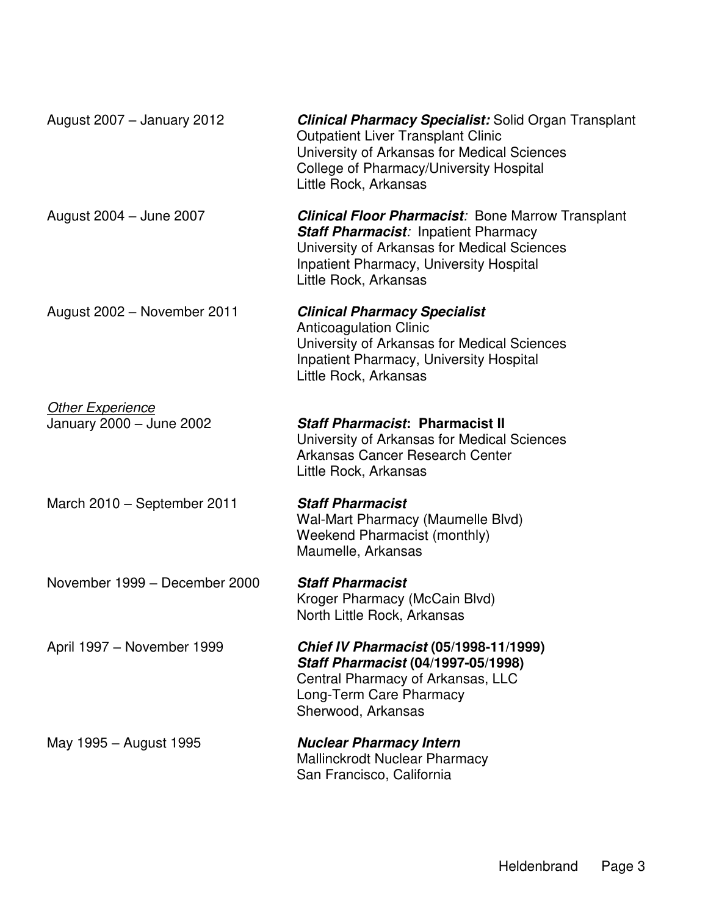August 2007 – January 2012

***Clinical Pharmacy Specialist:*** Solid Organ Transplant
Outpatient Liver Transplant Clinic
University of Arkansas for Medical Sciences
College of Pharmacy/University Hospital
Little Rock, Arkansas

August 2004 – June 2007

***Clinical Floor Pharmacist****:* Bone Marrow Transplant
***Staff Pharmacist****:* Inpatient Pharmacy
University of Arkansas for Medical Sciences
Inpatient Pharmacy, University Hospital
Little Rock, Arkansas

August 2002 – November 2011

***Clinical Pharmacy Specialist***
Anticoagulation Clinic
University of Arkansas for Medical Sciences
Inpatient Pharmacy, University Hospital
Little Rock, Arkansas

<u>*Other Experience*</u>

January 2000 – June 2002

***Staff Pharmacist*: Pharmacist II**
University of Arkansas for Medical Sciences
Arkansas Cancer Research Center
Little Rock, Arkansas

March 2010 – September 2011

***Staff Pharmacist***
Wal-Mart Pharmacy (Maumelle Blvd)
Weekend Pharmacist (monthly)
Maumelle, Arkansas

November 1999 – December 2000

***Staff Pharmacist***
Kroger Pharmacy (McCain Blvd)
North Little Rock, Arkansas

April 1997 – November 1999

***Chief IV Pharmacist* (05/1998-11/1999)**
***Staff Pharmacist* (04/1997-05/1998)**
Central Pharmacy of Arkansas, LLC
Long-Term Care Pharmacy
Sherwood, Arkansas

May 1995 – August 1995

***Nuclear Pharmacy Intern***
Mallinckrodt Nuclear Pharmacy
San Francisco, California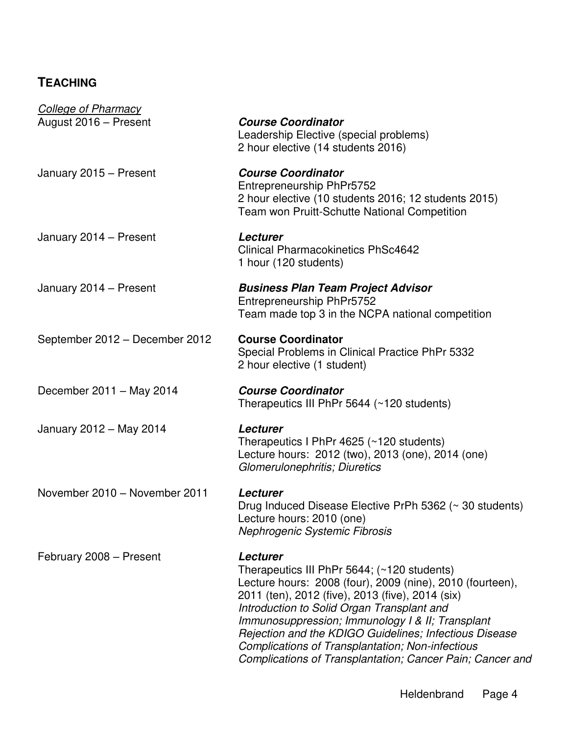## TEACHING

*College of Pharmacy*

August 2016 – Present
***Course Coordinator***
Leadership Elective (special problems)
2 hour elective (14 students 2016)

January 2015 – Present
***Course Coordinator***
Entrepreneurship PhPr5752
2 hour elective (10 students 2016; 12 students 2015)
Team won Pruitt-Schutte National Competition

January 2014 – Present
***Lecturer***
Clinical Pharmacokinetics PhSc4642
1 hour (120 students)

January 2014 – Present
***Business Plan Team Project Advisor***
Entrepreneurship PhPr5752
Team made top 3 in the NCPA national competition

September 2012 – December 2012
**Course Coordinator**
Special Problems in Clinical Practice PhPr 5332
2 hour elective (1 student)

December 2011 – May 2014
***Course Coordinator***
Therapeutics III PhPr 5644 (~120 students)

January 2012 – May 2014
***Lecturer***
Therapeutics I PhPr 4625 (~120 students)
Lecture hours: 2012 (two), 2013 (one), 2014 (one)
*Glomerulonephritis; Diuretics*

November 2010 – November 2011
***Lecturer***
Drug Induced Disease Elective PrPh 5362 (~ 30 students)
Lecture hours: 2010 (one)
*Nephrogenic Systemic Fibrosis*

February 2008 – Present
***Lecturer***
Therapeutics III PhPr 5644; (~120 students)
Lecture hours: 2008 (four), 2009 (nine), 2010 (fourteen), 2011 (ten), 2012 (five), 2013 (five), 2014 (six)
*Introduction to Solid Organ Transplant and Immunosuppression; Immunology I & II; Transplant Rejection and the KDIGO Guidelines; Infectious Disease Complications of Transplantation; Non-infectious Complications of Transplantation; Cancer Pain; Cancer and*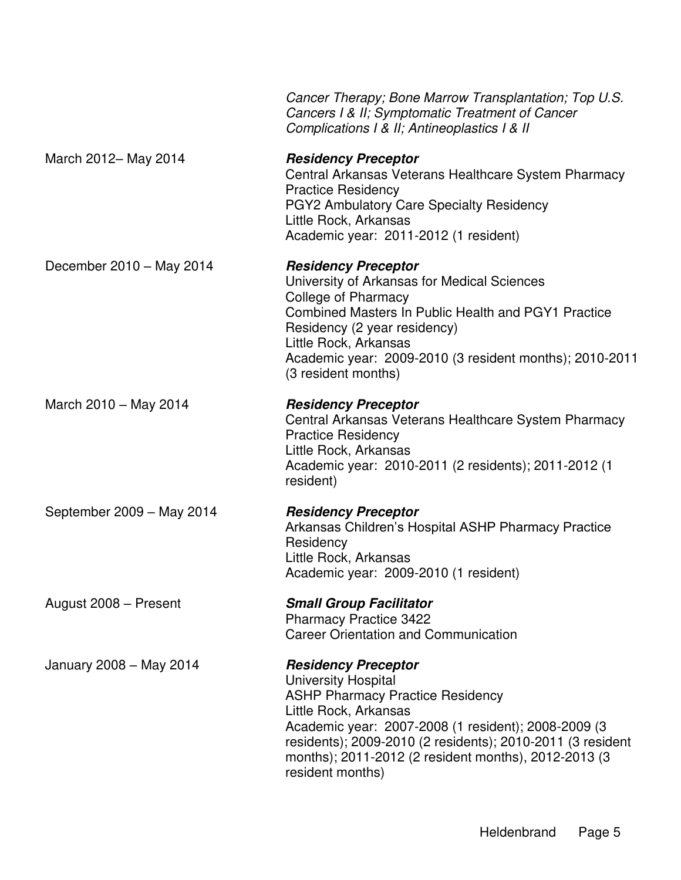*Cancer Therapy; Bone Marrow Transplantation; Top U.S. Cancers I & II; Symptomatic Treatment of Cancer Complications I & II; Antineoplastics I & II*

March 2012– May 2014

***Residency Preceptor***
Central Arkansas Veterans Healthcare System Pharmacy Practice Residency
PGY2 Ambulatory Care Specialty Residency
Little Rock, Arkansas
Academic year: 2011-2012 (1 resident)

December 2010 – May 2014

***Residency Preceptor***
University of Arkansas for Medical Sciences
College of Pharmacy
Combined Masters In Public Health and PGY1 Practice Residency (2 year residency)
Little Rock, Arkansas
Academic year: 2009-2010 (3 resident months); 2010-2011 (3 resident months)

March 2010 – May 2014

***Residency Preceptor***
Central Arkansas Veterans Healthcare System Pharmacy Practice Residency
Little Rock, Arkansas
Academic year: 2010-2011 (2 residents); 2011-2012 (1 resident)

September 2009 – May 2014

***Residency Preceptor***
Arkansas Children's Hospital ASHP Pharmacy Practice Residency
Little Rock, Arkansas
Academic year: 2009-2010 (1 resident)

August 2008 – Present

***Small Group Facilitator***
Pharmacy Practice 3422
Career Orientation and Communication

January 2008 – May 2014

***Residency Preceptor***
University Hospital
ASHP Pharmacy Practice Residency
Little Rock, Arkansas
Academic year: 2007-2008 (1 resident); 2008-2009 (3 residents); 2009-2010 (2 residents); 2010-2011 (3 resident months); 2011-2012 (2 resident months), 2012-2013 (3 resident months)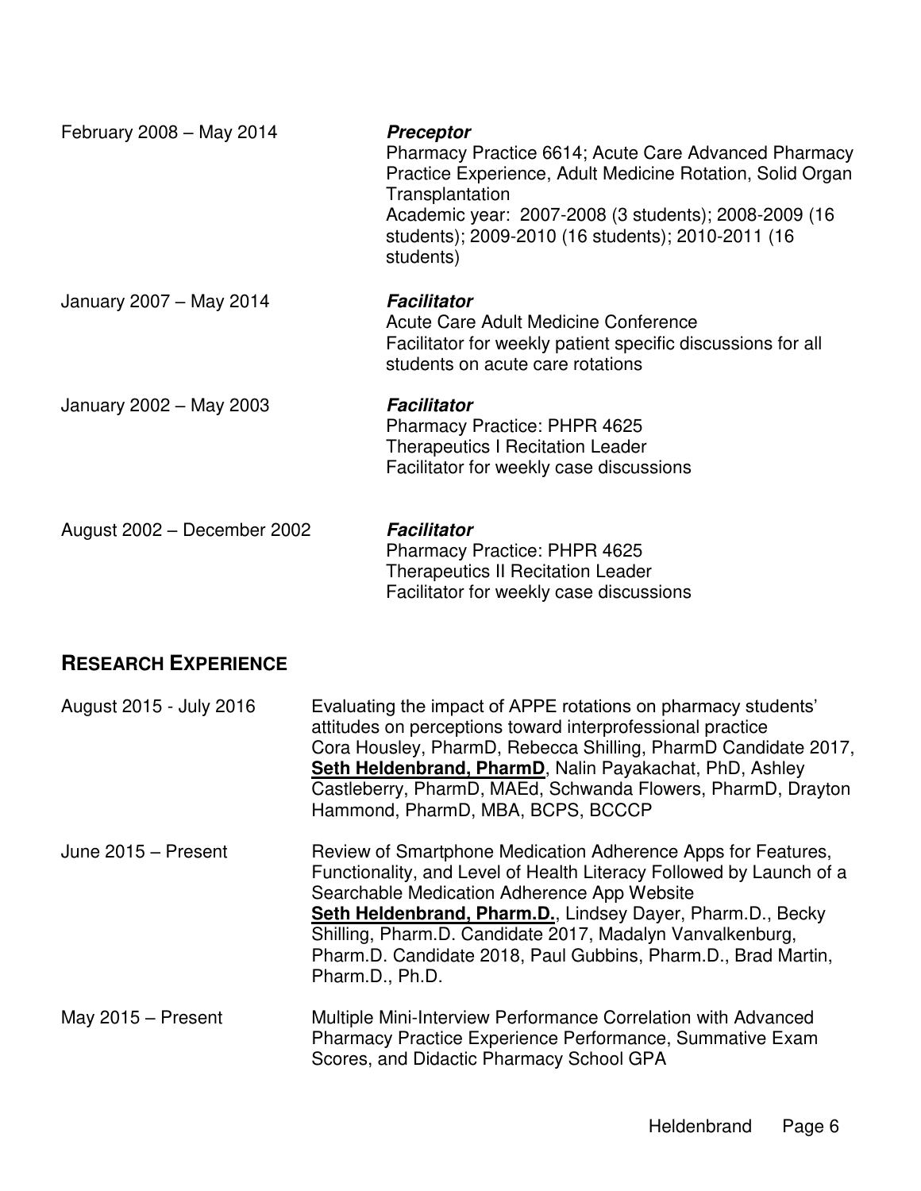February 2008 – May 2014 — ***Preceptor***
Pharmacy Practice 6614; Acute Care Advanced Pharmacy Practice Experience, Adult Medicine Rotation, Solid Organ Transplantation
Academic year: 2007-2008 (3 students); 2008-2009 (16 students); 2009-2010 (16 students); 2010-2011 (16 students)

January 2007 – May 2014 — ***Facilitator***
Acute Care Adult Medicine Conference
Facilitator for weekly patient specific discussions for all students on acute care rotations

January 2002 – May 2003 — ***Facilitator***
Pharmacy Practice: PHPR 4625
Therapeutics I Recitation Leader
Facilitator for weekly case discussions

August 2002 – December 2002 — ***Facilitator***
Pharmacy Practice: PHPR 4625
Therapeutics II Recitation Leader
Facilitator for weekly case discussions

## RESEARCH EXPERIENCE

August 2015 - July 2016 — Evaluating the impact of APPE rotations on pharmacy students' attitudes on perceptions toward interprofessional practice
Cora Housley, PharmD, Rebecca Shilling, PharmD Candidate 2017, **Seth Heldenbrand, PharmD**, Nalin Payakachat, PhD, Ashley Castleberry, PharmD, MAEd, Schwanda Flowers, PharmD, Drayton Hammond, PharmD, MBA, BCPS, BCCCP

June 2015 – Present — Review of Smartphone Medication Adherence Apps for Features, Functionality, and Level of Health Literacy Followed by Launch of a Searchable Medication Adherence App Website
**Seth Heldenbrand, Pharm.D.**, Lindsey Dayer, Pharm.D., Becky Shilling, Pharm.D. Candidate 2017, Madalyn Vanvalkenburg, Pharm.D. Candidate 2018, Paul Gubbins, Pharm.D., Brad Martin, Pharm.D., Ph.D.

May 2015 – Present — Multiple Mini-Interview Performance Correlation with Advanced Pharmacy Practice Experience Performance, Summative Exam Scores, and Didactic Pharmacy School GPA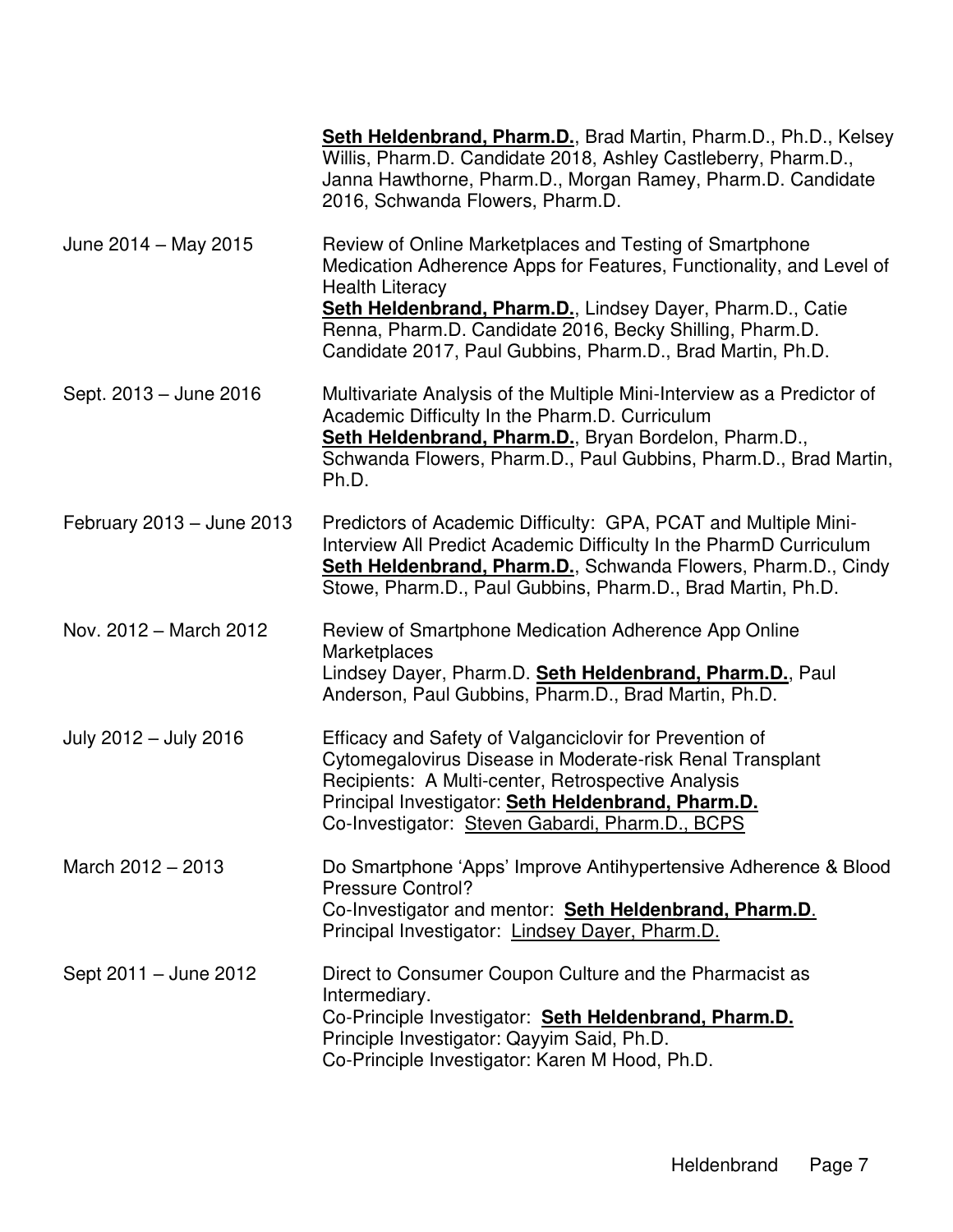| | |
|---|---|
| | **Seth Heldenbrand, Pharm.D.**, Brad Martin, Pharm.D., Ph.D., Kelsey Willis, Pharm.D. Candidate 2018, Ashley Castleberry, Pharm.D., Janna Hawthorne, Pharm.D., Morgan Ramey, Pharm.D. Candidate 2016, Schwanda Flowers, Pharm.D. |
| June 2014 – May 2015 | Review of Online Marketplaces and Testing of Smartphone Medication Adherence Apps for Features, Functionality, and Level of Health Literacy<br>**Seth Heldenbrand, Pharm.D.**, Lindsey Dayer, Pharm.D., Catie Renna, Pharm.D. Candidate 2016, Becky Shilling, Pharm.D. Candidate 2017, Paul Gubbins, Pharm.D., Brad Martin, Ph.D. |
| Sept. 2013 – June 2016 | Multivariate Analysis of the Multiple Mini-Interview as a Predictor of Academic Difficulty In the Pharm.D. Curriculum<br>**Seth Heldenbrand, Pharm.D.**, Bryan Bordelon, Pharm.D., Schwanda Flowers, Pharm.D., Paul Gubbins, Pharm.D., Brad Martin, Ph.D. |
| February 2013 – June 2013 | Predictors of Academic Difficulty: GPA, PCAT and Multiple Mini-Interview All Predict Academic Difficulty In the PharmD Curriculum<br>**Seth Heldenbrand, Pharm.D.**, Schwanda Flowers, Pharm.D., Cindy Stowe, Pharm.D., Paul Gubbins, Pharm.D., Brad Martin, Ph.D. |
| Nov. 2012 – March 2012 | Review of Smartphone Medication Adherence App Online Marketplaces<br>Lindsey Dayer, Pharm.D. **Seth Heldenbrand, Pharm.D.**, Paul Anderson, Paul Gubbins, Pharm.D., Brad Martin, Ph.D. |
| July 2012 – July 2016 | Efficacy and Safety of Valganciclovir for Prevention of Cytomegalovirus Disease in Moderate-risk Renal Transplant Recipients: A Multi-center, Retrospective Analysis<br>Principal Investigator: **Seth Heldenbrand, Pharm.D.**<br>Co-Investigator: Steven Gabardi, Pharm.D., BCPS |
| March 2012 – 2013 | Do Smartphone 'Apps' Improve Antihypertensive Adherence & Blood Pressure Control?<br>Co-Investigator and mentor: **Seth Heldenbrand, Pharm.D**.<br>Principal Investigator: Lindsey Dayer, Pharm.D. |
| Sept 2011 – June 2012 | Direct to Consumer Coupon Culture and the Pharmacist as Intermediary.<br>Co-Principle Investigator: **Seth Heldenbrand, Pharm.D.**<br>Principle Investigator: Qayyim Said, Ph.D.<br>Co-Principle Investigator: Karen M Hood, Ph.D. |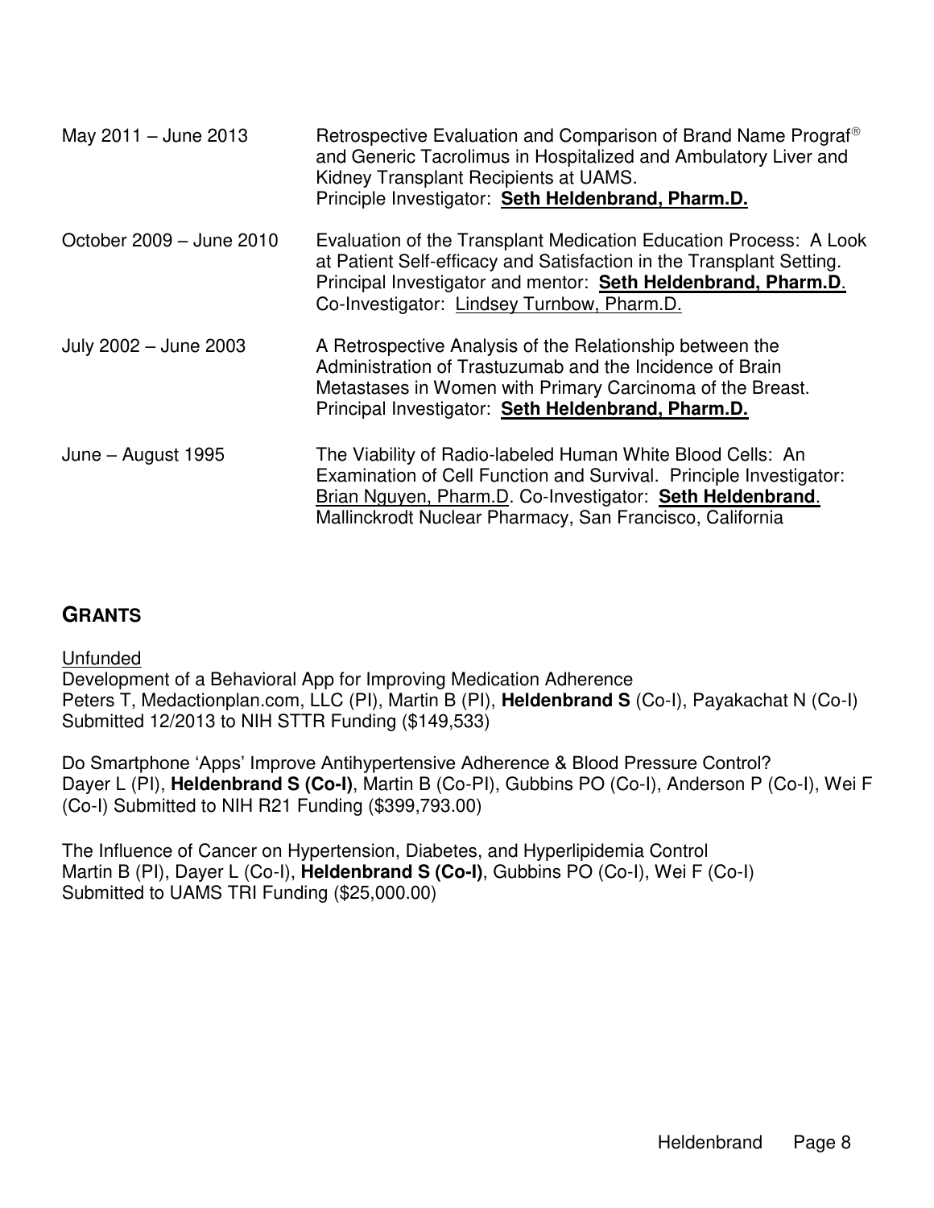May 2011 – June 2013 Retrospective Evaluation and Comparison of Brand Name Prograf® and Generic Tacrolimus in Hospitalized and Ambulatory Liver and Kidney Transplant Recipients at UAMS.
Principle Investigator: **Seth Heldenbrand, Pharm.D.**

October 2009 – June 2010 Evaluation of the Transplant Medication Education Process: A Look at Patient Self-efficacy and Satisfaction in the Transplant Setting.
Principal Investigator and mentor: **Seth Heldenbrand, Pharm.D**.
Co-Investigator: Lindsey Turnbow, Pharm.D.

July 2002 – June 2003 A Retrospective Analysis of the Relationship between the Administration of Trastuzumab and the Incidence of Brain Metastases in Women with Primary Carcinoma of the Breast.
Principal Investigator: **Seth Heldenbrand, Pharm.D.**

June – August 1995 The Viability of Radio-labeled Human White Blood Cells: An Examination of Cell Function and Survival. Principle Investigator: Brian Nguyen, Pharm.D. Co-Investigator: **Seth Heldenbrand**.
Mallinckrodt Nuclear Pharmacy, San Francisco, California

## GRANTS

Unfunded

Development of a Behavioral App for Improving Medication Adherence
Peters T, Medactionplan.com, LLC (PI), Martin B (PI), **Heldenbrand S** (Co-I), Payakachat N (Co-I)
Submitted 12/2013 to NIH STTR Funding ($149,533)

Do Smartphone 'Apps' Improve Antihypertensive Adherence & Blood Pressure Control?
Dayer L (PI), **Heldenbrand S (Co-I)**, Martin B (Co-PI), Gubbins PO (Co-I), Anderson P (Co-I), Wei F (Co-I) Submitted to NIH R21 Funding ($399,793.00)

The Influence of Cancer on Hypertension, Diabetes, and Hyperlipidemia Control
Martin B (PI), Dayer L (Co-I), **Heldenbrand S (Co-I)**, Gubbins PO (Co-I), Wei F (Co-I)
Submitted to UAMS TRI Funding ($25,000.00)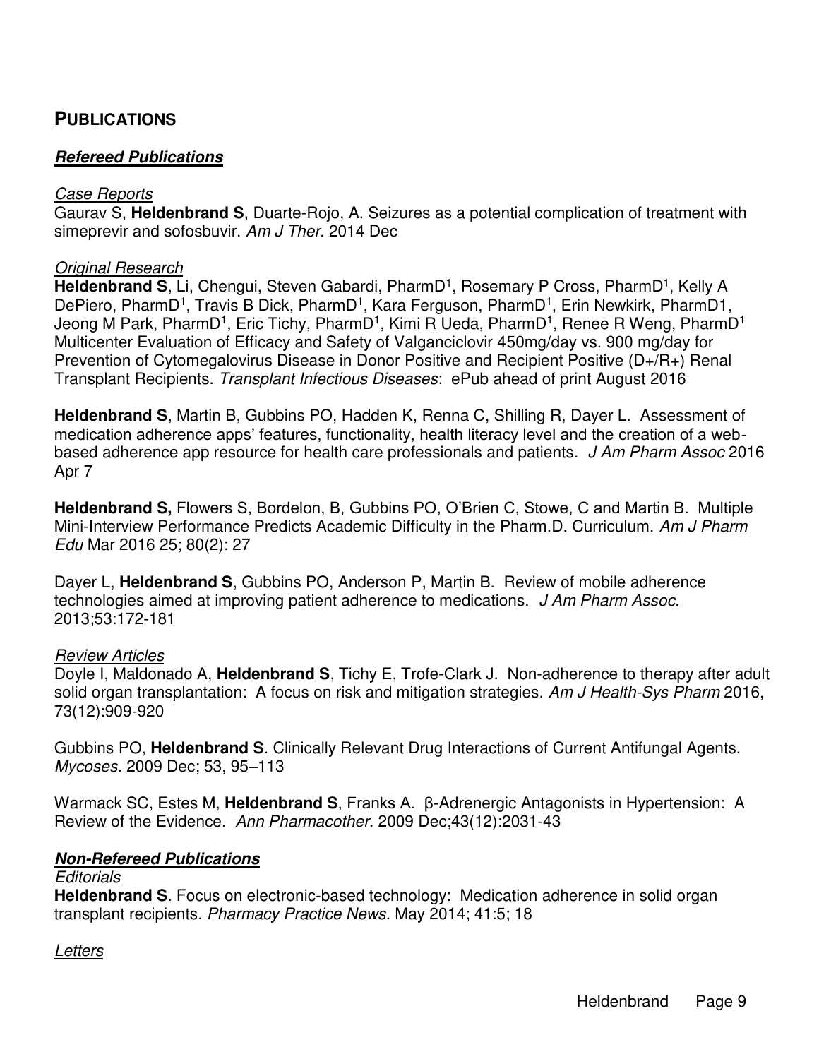## PUBLICATIONS

### ***Refereed Publications***

*Case Reports*

Gaurav S, **Heldenbrand S**, Duarte-Rojo, A. Seizures as a potential complication of treatment with simeprevir and sofosbuvir. *Am J Ther.* 2014 Dec

*Original Research*

**Heldenbrand S**, Li, Chengui, Steven Gabardi, PharmD[1], Rosemary P Cross, PharmD[1], Kelly A DePiero, PharmD[1], Travis B Dick, PharmD[1], Kara Ferguson, PharmD[1], Erin Newkirk, PharmD1, Jeong M Park, PharmD[1], Eric Tichy, PharmD[1], Kimi R Ueda, PharmD[1], Renee R Weng, PharmD[1] Multicenter Evaluation of Efficacy and Safety of Valganciclovir 450mg/day vs. 900 mg/day for Prevention of Cytomegalovirus Disease in Donor Positive and Recipient Positive (D+/R+) Renal Transplant Recipients. *Transplant Infectious Diseases*: ePub ahead of print August 2016

**Heldenbrand S**, Martin B, Gubbins PO, Hadden K, Renna C, Shilling R, Dayer L. Assessment of medication adherence apps' features, functionality, health literacy level and the creation of a web-based adherence app resource for health care professionals and patients. *J Am Pharm Assoc* 2016 Apr 7

**Heldenbrand S,** Flowers S, Bordelon, B, Gubbins PO, O'Brien C, Stowe, C and Martin B. Multiple Mini-Interview Performance Predicts Academic Difficulty in the Pharm.D. Curriculum. *Am J Pharm Edu* Mar 2016 25; 80(2): 27

Dayer L, **Heldenbrand S**, Gubbins PO, Anderson P, Martin B. Review of mobile adherence technologies aimed at improving patient adherence to medications. *J Am Pharm Assoc.* 2013;53:172-181

*Review Articles*

Doyle I, Maldonado A, **Heldenbrand S**, Tichy E, Trofe-Clark J. Non-adherence to therapy after adult solid organ transplantation: A focus on risk and mitigation strategies. *Am J Health-Sys Pharm* 2016, 73(12):909-920

Gubbins PO, **Heldenbrand S**. Clinically Relevant Drug Interactions of Current Antifungal Agents. *Mycoses.* 2009 Dec; 53, 95–113

Warmack SC, Estes M, **Heldenbrand S**, Franks A. β-Adrenergic Antagonists in Hypertension: A Review of the Evidence. *Ann Pharmacother.* 2009 Dec;43(12):2031-43

### ***Non-Refereed Publications***

*Editorials*

**Heldenbrand S**. Focus on electronic-based technology: Medication adherence in solid organ transplant recipients. *Pharmacy Practice News.* May 2014; 41:5; 18

*Letters*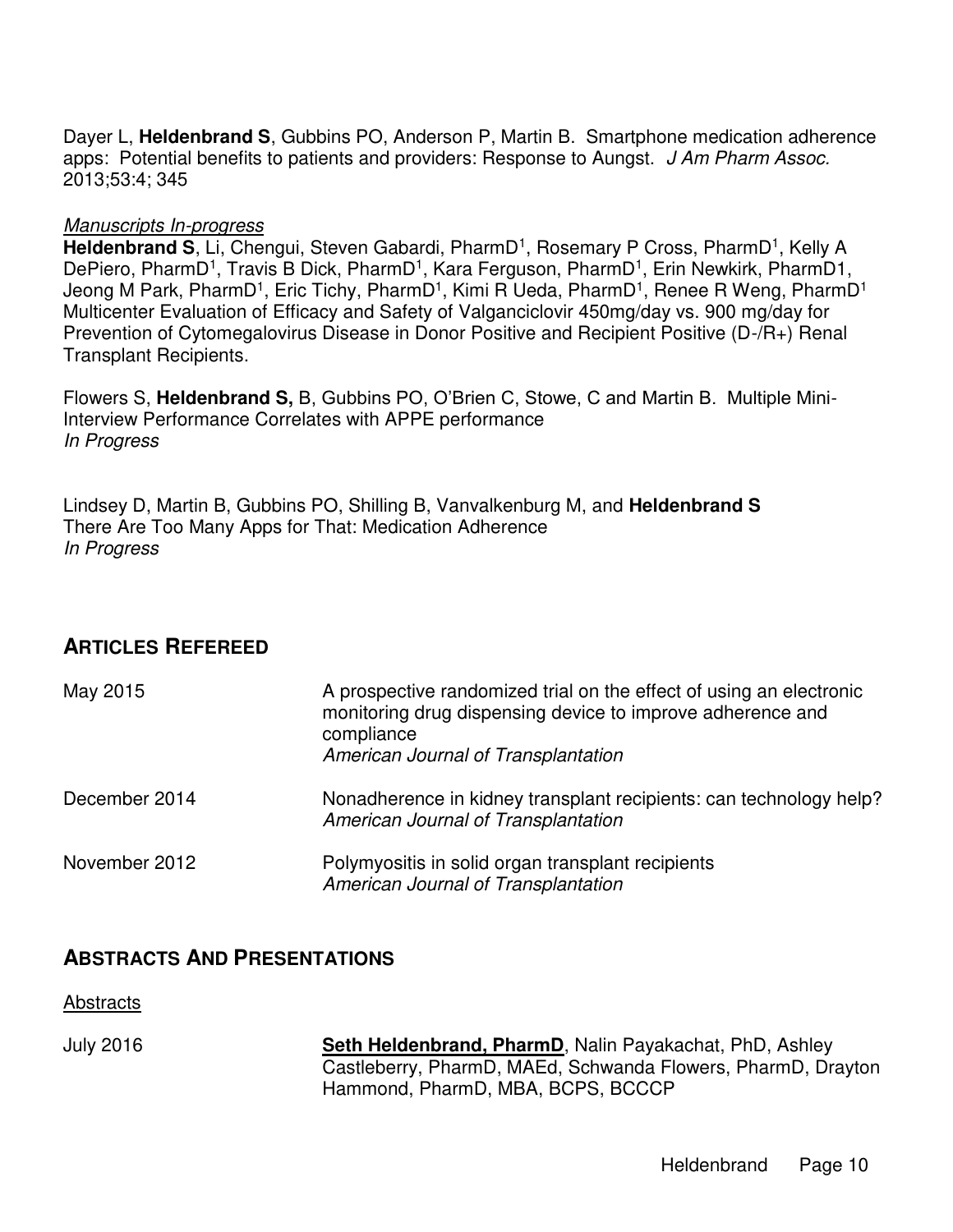Dayer L, **Heldenbrand S**, Gubbins PO, Anderson P, Martin B. Smartphone medication adherence apps: Potential benefits to patients and providers: Response to Aungst. *J Am Pharm Assoc.* 2013;53:4; 345

*Manuscripts In-progress*

**Heldenbrand S**, Li, Chengui, Steven Gabardi, PharmD[1], Rosemary P Cross, PharmD[1], Kelly A DePiero, PharmD[1], Travis B Dick, PharmD[1], Kara Ferguson, PharmD[1], Erin Newkirk, PharmD1, Jeong M Park, PharmD[1], Eric Tichy, PharmD[1], Kimi R Ueda, PharmD[1], Renee R Weng, PharmD[1] Multicenter Evaluation of Efficacy and Safety of Valganciclovir 450mg/day vs. 900 mg/day for Prevention of Cytomegalovirus Disease in Donor Positive and Recipient Positive (D-/R+) Renal Transplant Recipients.

Flowers S, **Heldenbrand S,** B, Gubbins PO, O'Brien C, Stowe, C and Martin B. Multiple Mini-Interview Performance Correlates with APPE performance
*In Progress*

Lindsey D, Martin B, Gubbins PO, Shilling B, Vanvalkenburg M, and **Heldenbrand S**
There Are Too Many Apps for That: Medication Adherence
*In Progress*

## ARTICLES REFEREED

| | |
|---|---|
| May 2015 | A prospective randomized trial on the effect of using an electronic monitoring drug dispensing device to improve adherence and compliance<br>*American Journal of Transplantation* |
| December 2014 | Nonadherence in kidney transplant recipients: can technology help?<br>*American Journal of Transplantation* |
| November 2012 | Polymyositis in solid organ transplant recipients<br>*American Journal of Transplantation* |

## ABSTRACTS AND PRESENTATIONS

Abstracts

| | |
|---|---|
| July 2016 | **Seth Heldenbrand, PharmD**, Nalin Payakachat, PhD, Ashley Castleberry, PharmD, MAEd, Schwanda Flowers, PharmD, Drayton Hammond, PharmD, MBA, BCPS, BCCCP |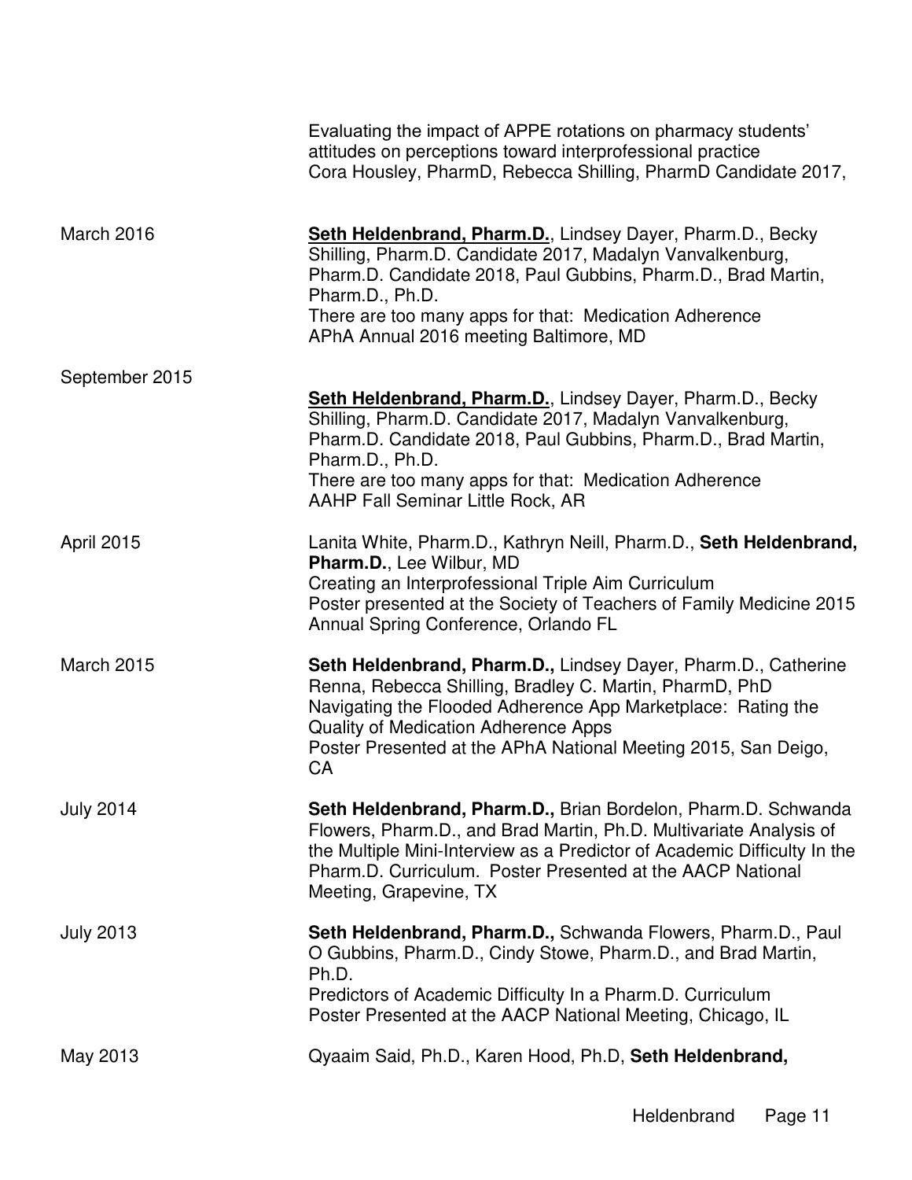Evaluating the impact of APPE rotations on pharmacy students' attitudes on perceptions toward interprofessional practice
Cora Housley, PharmD, Rebecca Shilling, PharmD Candidate 2017,

March 2016

**Seth Heldenbrand, Pharm.D.**, Lindsey Dayer, Pharm.D., Becky Shilling, Pharm.D. Candidate 2017, Madalyn Vanvalkenburg, Pharm.D. Candidate 2018, Paul Gubbins, Pharm.D., Brad Martin, Pharm.D., Ph.D.
There are too many apps for that: Medication Adherence
APhA Annual 2016 meeting Baltimore, MD

September 2015

**Seth Heldenbrand, Pharm.D.**, Lindsey Dayer, Pharm.D., Becky Shilling, Pharm.D. Candidate 2017, Madalyn Vanvalkenburg, Pharm.D. Candidate 2018, Paul Gubbins, Pharm.D., Brad Martin, Pharm.D., Ph.D.
There are too many apps for that: Medication Adherence
AAHP Fall Seminar Little Rock, AR

April 2015

Lanita White, Pharm.D., Kathryn Neill, Pharm.D., **Seth Heldenbrand, Pharm.D.**, Lee Wilbur, MD
Creating an Interprofessional Triple Aim Curriculum
Poster presented at the Society of Teachers of Family Medicine 2015 Annual Spring Conference, Orlando FL

March 2015

**Seth Heldenbrand, Pharm.D.,** Lindsey Dayer, Pharm.D., Catherine Renna, Rebecca Shilling, Bradley C. Martin, PharmD, PhD
Navigating the Flooded Adherence App Marketplace: Rating the Quality of Medication Adherence Apps
Poster Presented at the APhA National Meeting 2015, San Deigo, CA

July 2014

**Seth Heldenbrand, Pharm.D.,** Brian Bordelon, Pharm.D. Schwanda Flowers, Pharm.D., and Brad Martin, Ph.D. Multivariate Analysis of the Multiple Mini-Interview as a Predictor of Academic Difficulty In the Pharm.D. Curriculum. Poster Presented at the AACP National Meeting, Grapevine, TX

July 2013

**Seth Heldenbrand, Pharm.D.,** Schwanda Flowers, Pharm.D., Paul O Gubbins, Pharm.D., Cindy Stowe, Pharm.D., and Brad Martin, Ph.D.
Predictors of Academic Difficulty In a Pharm.D. Curriculum
Poster Presented at the AACP National Meeting, Chicago, IL

May 2013

Qyaaim Said, Ph.D., Karen Hood, Ph.D, **Seth Heldenbrand,**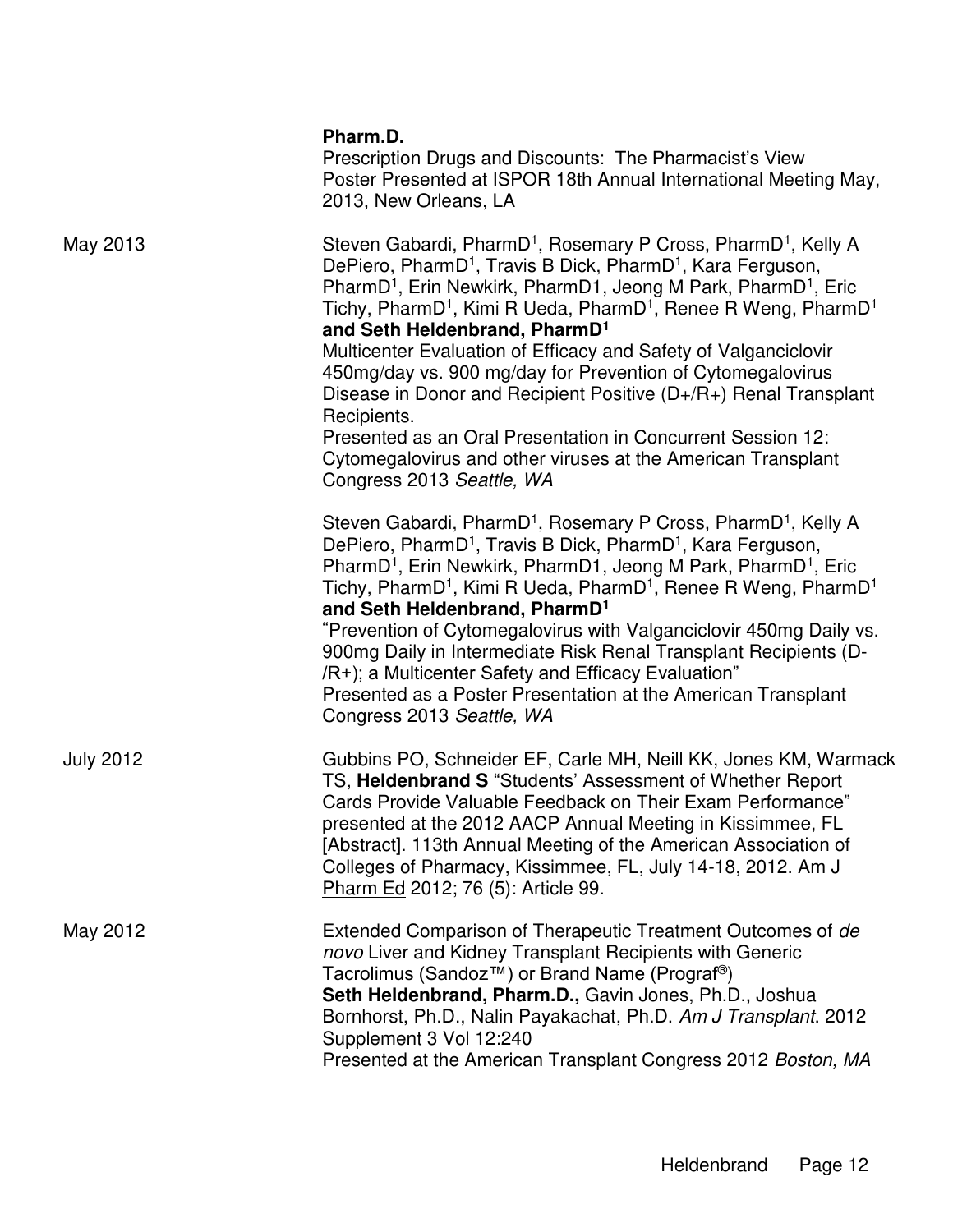**Pharm.D.**
Prescription Drugs and Discounts: The Pharmacist's View
Poster Presented at ISPOR 18th Annual International Meeting May, 2013, New Orleans, LA

May 2013

Steven Gabardi, PharmD[1], Rosemary P Cross, PharmD[1], Kelly A DePiero, PharmD[1], Travis B Dick, PharmD[1], Kara Ferguson, PharmD[1], Erin Newkirk, PharmD1, Jeong M Park, PharmD[1], Eric Tichy, PharmD[1], Kimi R Ueda, PharmD[1], Renee R Weng, PharmD[1] **and Seth Heldenbrand, PharmD[1]**
Multicenter Evaluation of Efficacy and Safety of Valganciclovir 450mg/day vs. 900 mg/day for Prevention of Cytomegalovirus Disease in Donor and Recipient Positive (D+/R+) Renal Transplant Recipients.
Presented as an Oral Presentation in Concurrent Session 12: Cytomegalovirus and other viruses at the American Transplant Congress 2013 *Seattle, WA*

Steven Gabardi, PharmD[1], Rosemary P Cross, PharmD[1], Kelly A DePiero, PharmD[1], Travis B Dick, PharmD[1], Kara Ferguson, PharmD[1], Erin Newkirk, PharmD1, Jeong M Park, PharmD[1], Eric Tichy, PharmD[1], Kimi R Ueda, PharmD[1], Renee R Weng, PharmD[1] **and Seth Heldenbrand, PharmD[1]**
"Prevention of Cytomegalovirus with Valganciclovir 450mg Daily vs. 900mg Daily in Intermediate Risk Renal Transplant Recipients (D-/R+); a Multicenter Safety and Efficacy Evaluation"
Presented as a Poster Presentation at the American Transplant Congress 2013 *Seattle, WA*

July 2012

Gubbins PO, Schneider EF, Carle MH, Neill KK, Jones KM, Warmack TS, **Heldenbrand S** "Students' Assessment of Whether Report Cards Provide Valuable Feedback on Their Exam Performance" presented at the 2012 AACP Annual Meeting in Kissimmee, FL [Abstract]. 113th Annual Meeting of the American Association of Colleges of Pharmacy, Kissimmee, FL, July 14-18, 2012. Am J Pharm Ed 2012; 76 (5): Article 99.

May 2012

Extended Comparison of Therapeutic Treatment Outcomes of *de novo* Liver and Kidney Transplant Recipients with Generic Tacrolimus (Sandoz™) or Brand Name (Prograf®)
**Seth Heldenbrand, Pharm.D.,** Gavin Jones, Ph.D., Joshua Bornhorst, Ph.D., Nalin Payakachat, Ph.D. *Am J Transplant.* 2012 Supplement 3 Vol 12:240
Presented at the American Transplant Congress 2012 *Boston, MA*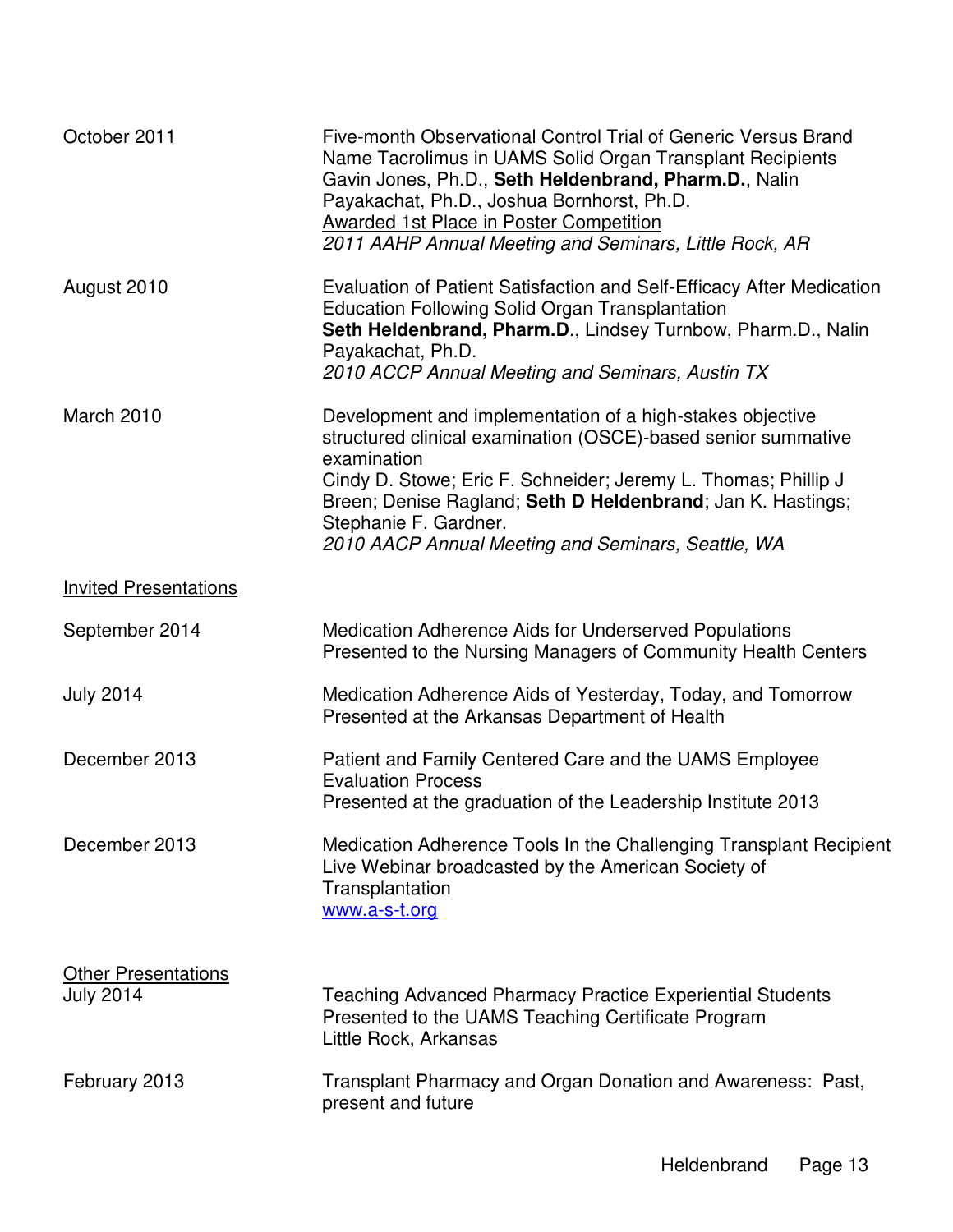October 2011 — Five-month Observational Control Trial of Generic Versus Brand Name Tacrolimus in UAMS Solid Organ Transplant Recipients
Gavin Jones, Ph.D., **Seth Heldenbrand, Pharm.D.**, Nalin Payakachat, Ph.D., Joshua Bornhorst, Ph.D.
<u>Awarded 1st Place in Poster Competition</u>
*2011 AAHP Annual Meeting and Seminars, Little Rock, AR*

August 2010 — Evaluation of Patient Satisfaction and Self-Efficacy After Medication Education Following Solid Organ Transplantation
**Seth Heldenbrand, Pharm.D**., Lindsey Turnbow, Pharm.D., Nalin Payakachat, Ph.D.
*2010 ACCP Annual Meeting and Seminars, Austin TX*

March 2010 — Development and implementation of a high-stakes objective structured clinical examination (OSCE)-based senior summative examination
Cindy D. Stowe; Eric F. Schneider; Jeremy L. Thomas; Phillip J Breen; Denise Ragland; **Seth D Heldenbrand**; Jan K. Hastings; Stephanie F. Gardner.
*2010 AACP Annual Meeting and Seminars, Seattle, WA*

<u>Invited Presentations</u>

September 2014 — Medication Adherence Aids for Underserved Populations
Presented to the Nursing Managers of Community Health Centers

July 2014 — Medication Adherence Aids of Yesterday, Today, and Tomorrow
Presented at the Arkansas Department of Health

December 2013 — Patient and Family Centered Care and the UAMS Employee Evaluation Process
Presented at the graduation of the Leadership Institute 2013

December 2013 — Medication Adherence Tools In the Challenging Transplant Recipient
Live Webinar broadcasted by the American Society of Transplantation
[www.a-s-t.org](http://www.a-s-t.org)

<u>Other Presentations</u>

July 2014 — Teaching Advanced Pharmacy Practice Experiential Students
Presented to the UAMS Teaching Certificate Program
Little Rock, Arkansas

February 2013 — Transplant Pharmacy and Organ Donation and Awareness: Past, present and future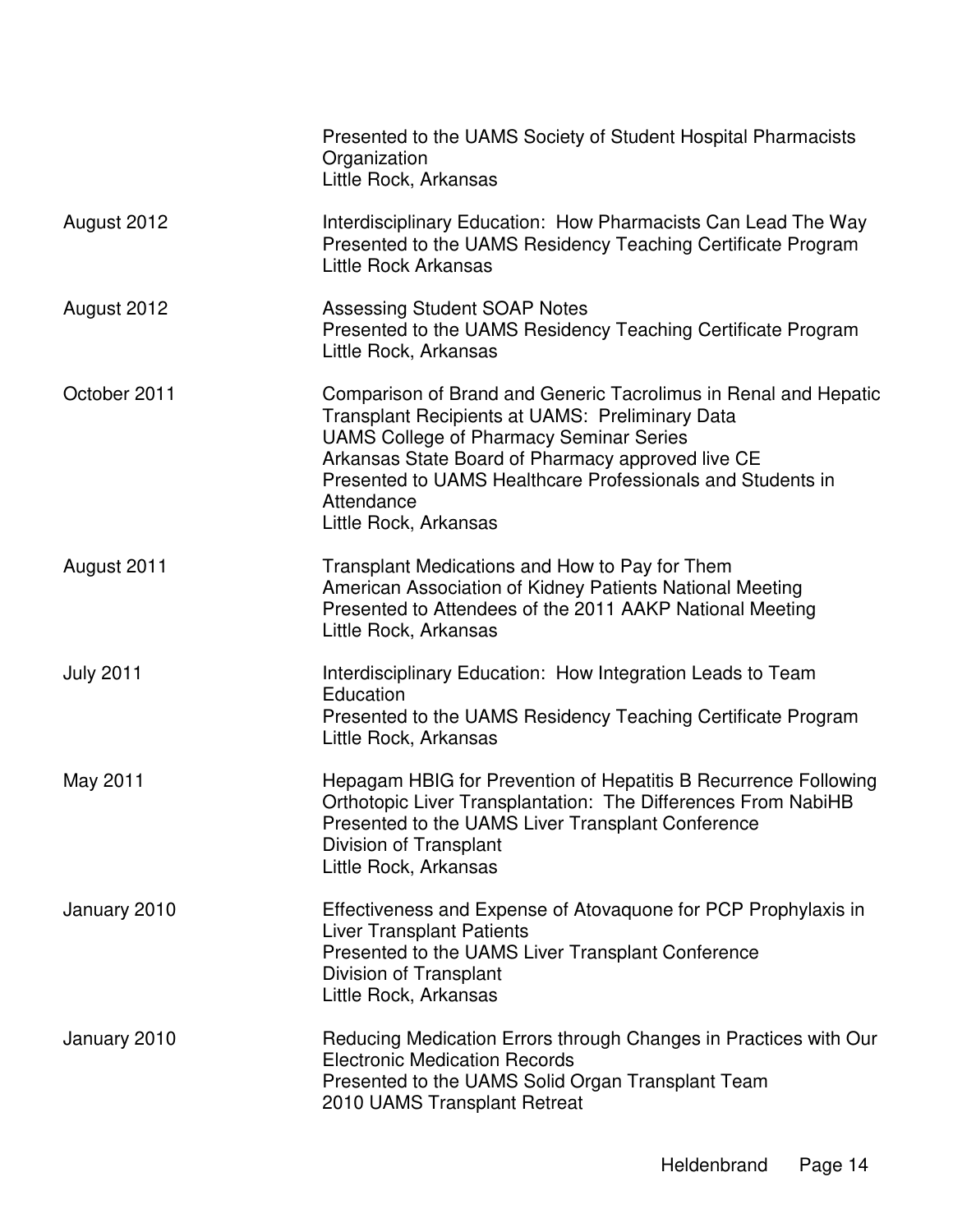| | |
|---|---|
| | Presented to the UAMS Society of Student Hospital Pharmacists Organization<br>Little Rock, Arkansas |
| August 2012 | Interdisciplinary Education: How Pharmacists Can Lead The Way<br>Presented to the UAMS Residency Teaching Certificate Program<br>Little Rock Arkansas |
| August 2012 | Assessing Student SOAP Notes<br>Presented to the UAMS Residency Teaching Certificate Program<br>Little Rock, Arkansas |
| October 2011 | Comparison of Brand and Generic Tacrolimus in Renal and Hepatic Transplant Recipients at UAMS: Preliminary Data<br>UAMS College of Pharmacy Seminar Series<br>Arkansas State Board of Pharmacy approved live CE<br>Presented to UAMS Healthcare Professionals and Students in Attendance<br>Little Rock, Arkansas |
| August 2011 | Transplant Medications and How to Pay for Them<br>American Association of Kidney Patients National Meeting<br>Presented to Attendees of the 2011 AAKP National Meeting<br>Little Rock, Arkansas |
| July 2011 | Interdisciplinary Education: How Integration Leads to Team Education<br>Presented to the UAMS Residency Teaching Certificate Program<br>Little Rock, Arkansas |
| May 2011 | Hepagam HBIG for Prevention of Hepatitis B Recurrence Following Orthotopic Liver Transplantation: The Differences From NabiHB<br>Presented to the UAMS Liver Transplant Conference<br>Division of Transplant<br>Little Rock, Arkansas |
| January 2010 | Effectiveness and Expense of Atovaquone for PCP Prophylaxis in Liver Transplant Patients<br>Presented to the UAMS Liver Transplant Conference<br>Division of Transplant<br>Little Rock, Arkansas |
| January 2010 | Reducing Medication Errors through Changes in Practices with Our Electronic Medication Records<br>Presented to the UAMS Solid Organ Transplant Team<br>2010 UAMS Transplant Retreat |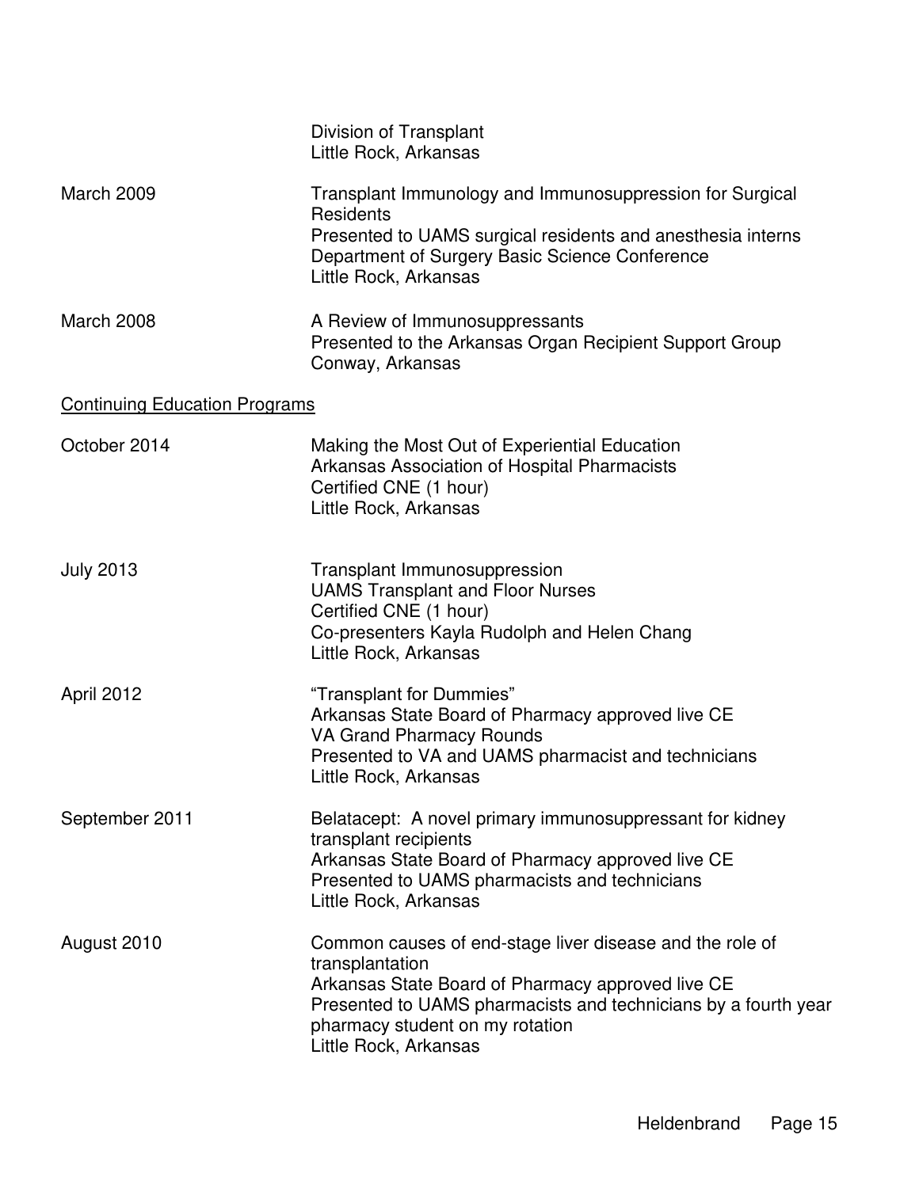Division of Transplant
Little Rock, Arkansas

March 2009 — Transplant Immunology and Immunosuppression for Surgical Residents
Presented to UAMS surgical residents and anesthesia interns
Department of Surgery Basic Science Conference
Little Rock, Arkansas

March 2008 — A Review of Immunosuppressants
Presented to the Arkansas Organ Recipient Support Group
Conway, Arkansas

<u>Continuing Education Programs</u>

October 2014 — Making the Most Out of Experiential Education
Arkansas Association of Hospital Pharmacists
Certified CNE (1 hour)
Little Rock, Arkansas

July 2013 — Transplant Immunosuppression
UAMS Transplant and Floor Nurses
Certified CNE (1 hour)
Co-presenters Kayla Rudolph and Helen Chang
Little Rock, Arkansas

April 2012 — "Transplant for Dummies"
Arkansas State Board of Pharmacy approved live CE
VA Grand Pharmacy Rounds
Presented to VA and UAMS pharmacist and technicians
Little Rock, Arkansas

September 2011 — Belatacept: A novel primary immunosuppressant for kidney transplant recipients
Arkansas State Board of Pharmacy approved live CE
Presented to UAMS pharmacists and technicians
Little Rock, Arkansas

August 2010 — Common causes of end-stage liver disease and the role of transplantation
Arkansas State Board of Pharmacy approved live CE
Presented to UAMS pharmacists and technicians by a fourth year pharmacy student on my rotation
Little Rock, Arkansas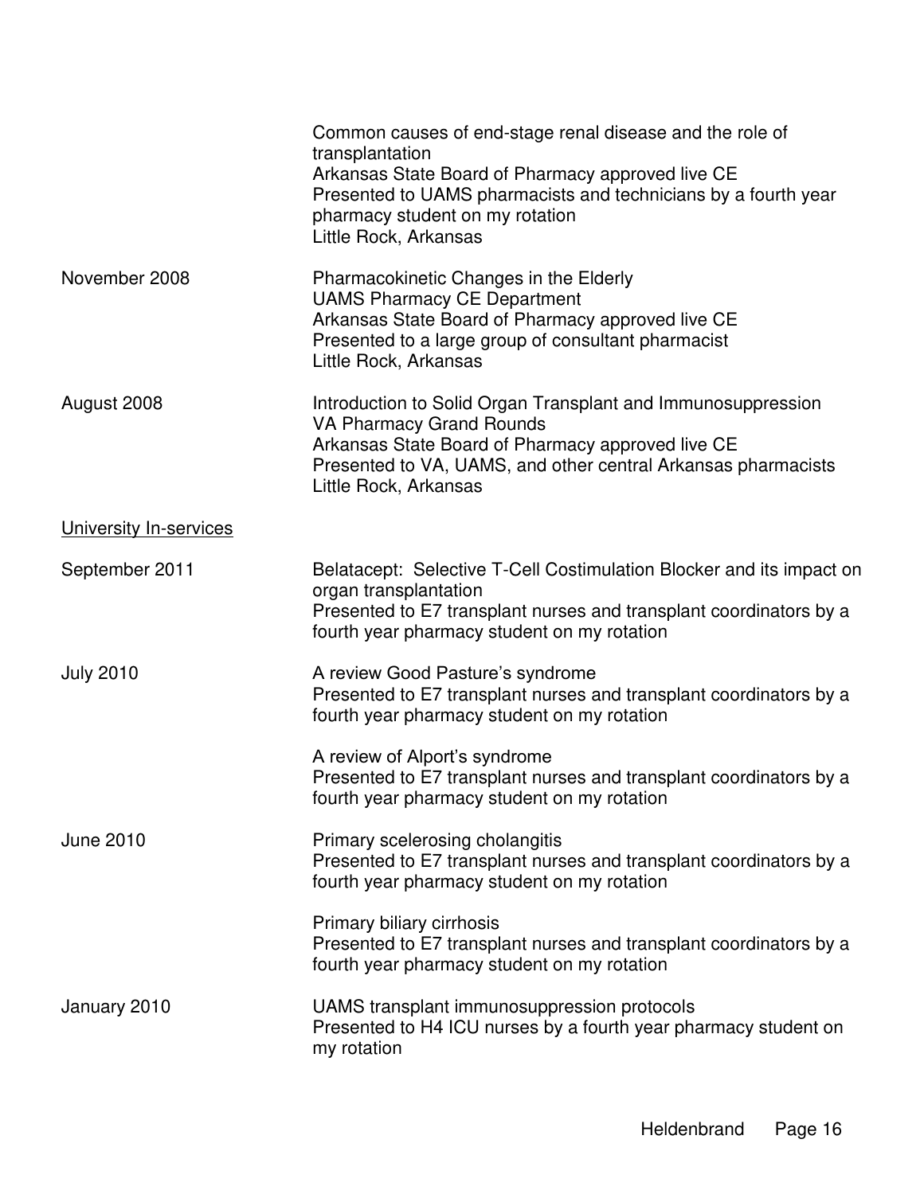Common causes of end-stage renal disease and the role of transplantation
Arkansas State Board of Pharmacy approved live CE
Presented to UAMS pharmacists and technicians by a fourth year pharmacy student on my rotation
Little Rock, Arkansas

November 2008

Pharmacokinetic Changes in the Elderly
UAMS Pharmacy CE Department
Arkansas State Board of Pharmacy approved live CE
Presented to a large group of consultant pharmacist
Little Rock, Arkansas

August 2008

Introduction to Solid Organ Transplant and Immunosuppression
VA Pharmacy Grand Rounds
Arkansas State Board of Pharmacy approved live CE
Presented to VA, UAMS, and other central Arkansas pharmacists
Little Rock, Arkansas

<u>University In-services</u>

September 2011

Belatacept: Selective T-Cell Costimulation Blocker and its impact on organ transplantation
Presented to E7 transplant nurses and transplant coordinators by a fourth year pharmacy student on my rotation

July 2010

A review Good Pasture's syndrome
Presented to E7 transplant nurses and transplant coordinators by a fourth year pharmacy student on my rotation

A review of Alport's syndrome
Presented to E7 transplant nurses and transplant coordinators by a fourth year pharmacy student on my rotation

June 2010

Primary scelerosing cholangitis
Presented to E7 transplant nurses and transplant coordinators by a fourth year pharmacy student on my rotation

Primary biliary cirrhosis
Presented to E7 transplant nurses and transplant coordinators by a fourth year pharmacy student on my rotation

January 2010

UAMS transplant immunosuppression protocols
Presented to H4 ICU nurses by a fourth year pharmacy student on my rotation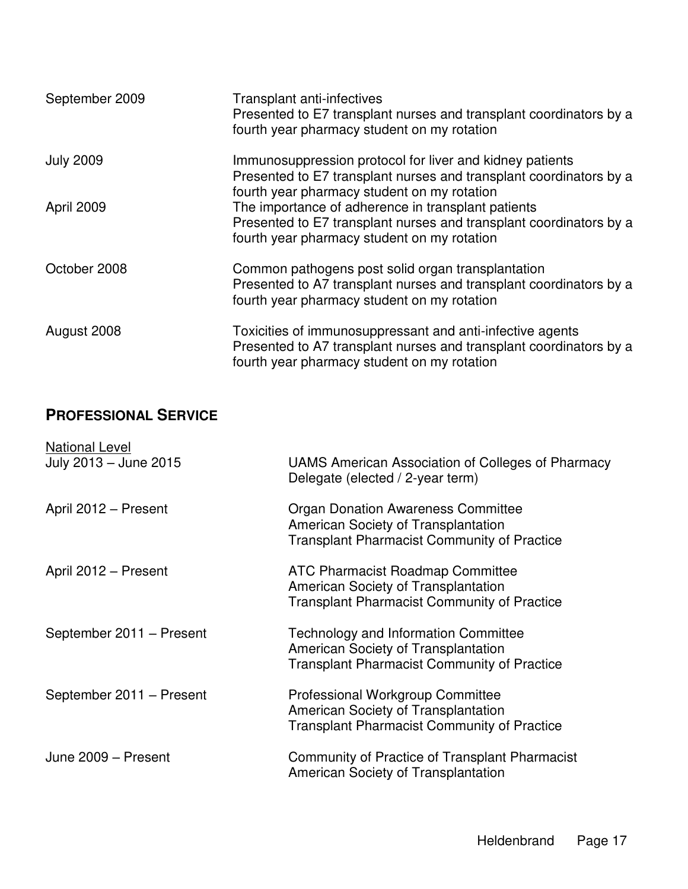September 2009 — Transplant anti-infectives
Presented to E7 transplant nurses and transplant coordinators by a fourth year pharmacy student on my rotation

July 2009 — Immunosuppression protocol for liver and kidney patients
Presented to E7 transplant nurses and transplant coordinators by a fourth year pharmacy student on my rotation

April 2009 — The importance of adherence in transplant patients
Presented to E7 transplant nurses and transplant coordinators by a fourth year pharmacy student on my rotation

October 2008 — Common pathogens post solid organ transplantation
Presented to A7 transplant nurses and transplant coordinators by a fourth year pharmacy student on my rotation

August 2008 — Toxicities of immunosuppressant and anti-infective agents
Presented to A7 transplant nurses and transplant coordinators by a fourth year pharmacy student on my rotation

## PROFESSIONAL SERVICE

National Level

July 2013 – June 2015 — UAMS American Association of Colleges of Pharmacy Delegate (elected / 2-year term)

April 2012 – Present — Organ Donation Awareness Committee
American Society of Transplantation
Transplant Pharmacist Community of Practice

April 2012 – Present — ATC Pharmacist Roadmap Committee
American Society of Transplantation
Transplant Pharmacist Community of Practice

September 2011 – Present — Technology and Information Committee
American Society of Transplantation
Transplant Pharmacist Community of Practice

September 2011 – Present — Professional Workgroup Committee
American Society of Transplantation
Transplant Pharmacist Community of Practice

June 2009 – Present — Community of Practice of Transplant Pharmacist
American Society of Transplantation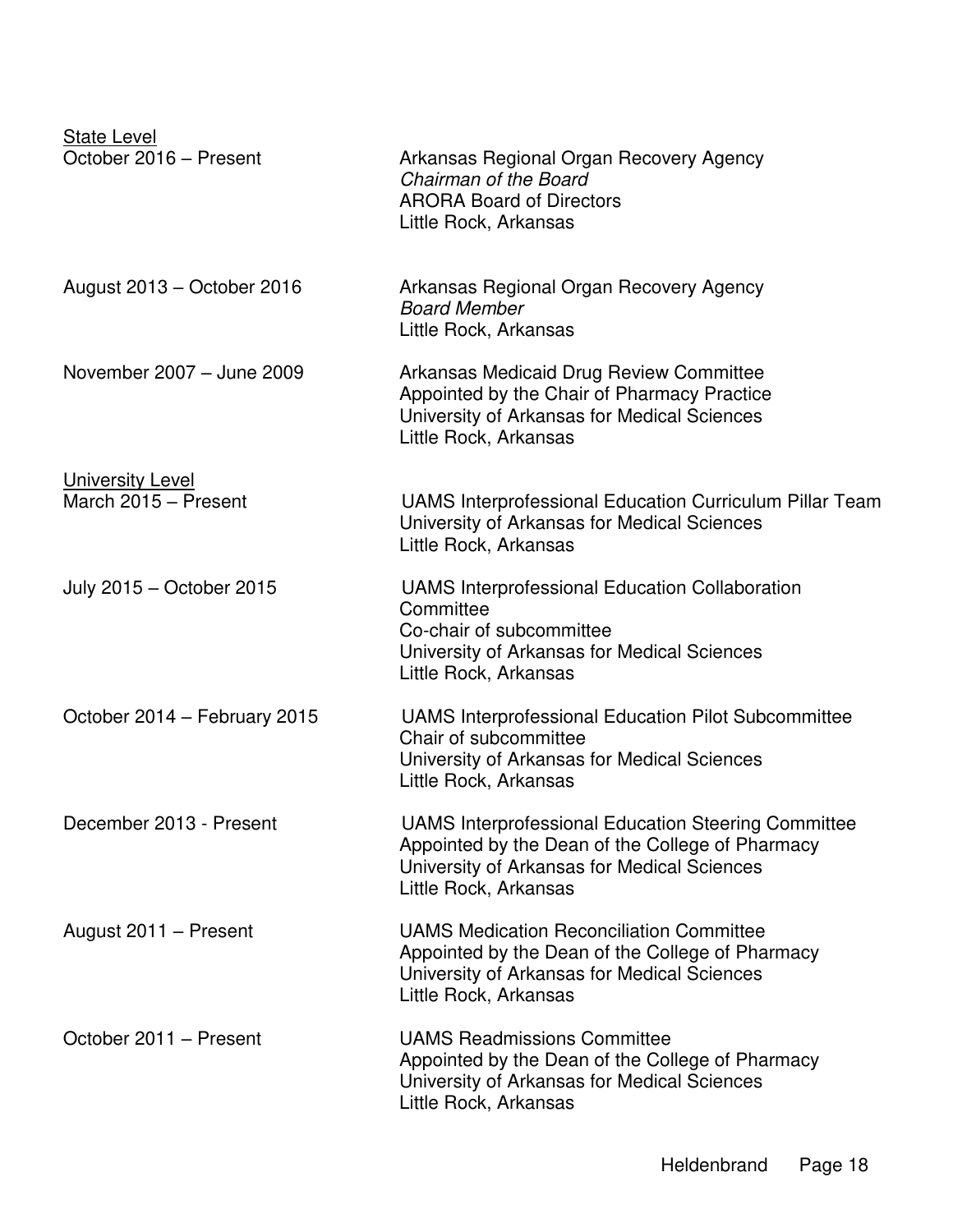State Level

October 2016 – Present
Arkansas Regional Organ Recovery Agency
*Chairman of the Board*
ARORA Board of Directors
Little Rock, Arkansas

August 2013 – October 2016
Arkansas Regional Organ Recovery Agency
*Board Member*
Little Rock, Arkansas

November 2007 – June 2009
Arkansas Medicaid Drug Review Committee
Appointed by the Chair of Pharmacy Practice
University of Arkansas for Medical Sciences
Little Rock, Arkansas

University Level

March 2015 – Present
UAMS Interprofessional Education Curriculum Pillar Team
University of Arkansas for Medical Sciences
Little Rock, Arkansas

July 2015 – October 2015
UAMS Interprofessional Education Collaboration Committee
Co-chair of subcommittee
University of Arkansas for Medical Sciences
Little Rock, Arkansas

October 2014 – February 2015
UAMS Interprofessional Education Pilot Subcommittee
Chair of subcommittee
University of Arkansas for Medical Sciences
Little Rock, Arkansas

December 2013 - Present
UAMS Interprofessional Education Steering Committee
Appointed by the Dean of the College of Pharmacy
University of Arkansas for Medical Sciences
Little Rock, Arkansas

August 2011 – Present
UAMS Medication Reconciliation Committee
Appointed by the Dean of the College of Pharmacy
University of Arkansas for Medical Sciences
Little Rock, Arkansas

October 2011 – Present
UAMS Readmissions Committee
Appointed by the Dean of the College of Pharmacy
University of Arkansas for Medical Sciences
Little Rock, Arkansas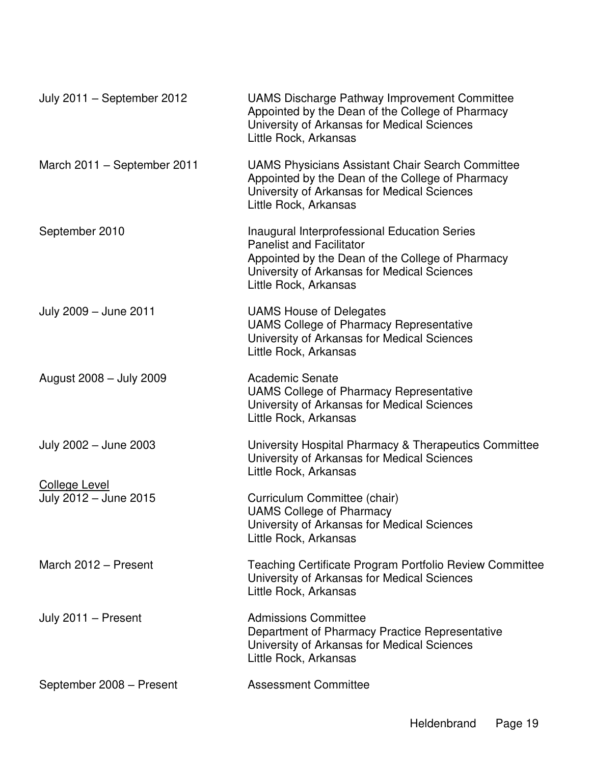| | |
|---|---|
| July 2011 – September 2012 | UAMS Discharge Pathway Improvement Committee<br>Appointed by the Dean of the College of Pharmacy<br>University of Arkansas for Medical Sciences<br>Little Rock, Arkansas |
| March 2011 – September 2011 | UAMS Physicians Assistant Chair Search Committee<br>Appointed by the Dean of the College of Pharmacy<br>University of Arkansas for Medical Sciences<br>Little Rock, Arkansas |
| September 2010 | Inaugural Interprofessional Education Series<br>Panelist and Facilitator<br>Appointed by the Dean of the College of Pharmacy<br>University of Arkansas for Medical Sciences<br>Little Rock, Arkansas |
| July 2009 – June 2011 | UAMS House of Delegates<br>UAMS College of Pharmacy Representative<br>University of Arkansas for Medical Sciences<br>Little Rock, Arkansas |
| August 2008 – July 2009 | Academic Senate<br>UAMS College of Pharmacy Representative<br>University of Arkansas for Medical Sciences<br>Little Rock, Arkansas |
| July 2002 – June 2003 | University Hospital Pharmacy & Therapeutics Committee<br>University of Arkansas for Medical Sciences<br>Little Rock, Arkansas |

<u>College Level</u>

| | |
|---|---|
| July 2012 – June 2015 | Curriculum Committee (chair)<br>UAMS College of Pharmacy<br>University of Arkansas for Medical Sciences<br>Little Rock, Arkansas |
| March 2012 – Present | Teaching Certificate Program Portfolio Review Committee<br>University of Arkansas for Medical Sciences<br>Little Rock, Arkansas |
| July 2011 – Present | Admissions Committee<br>Department of Pharmacy Practice Representative<br>University of Arkansas for Medical Sciences<br>Little Rock, Arkansas |
| September 2008 – Present | Assessment Committee |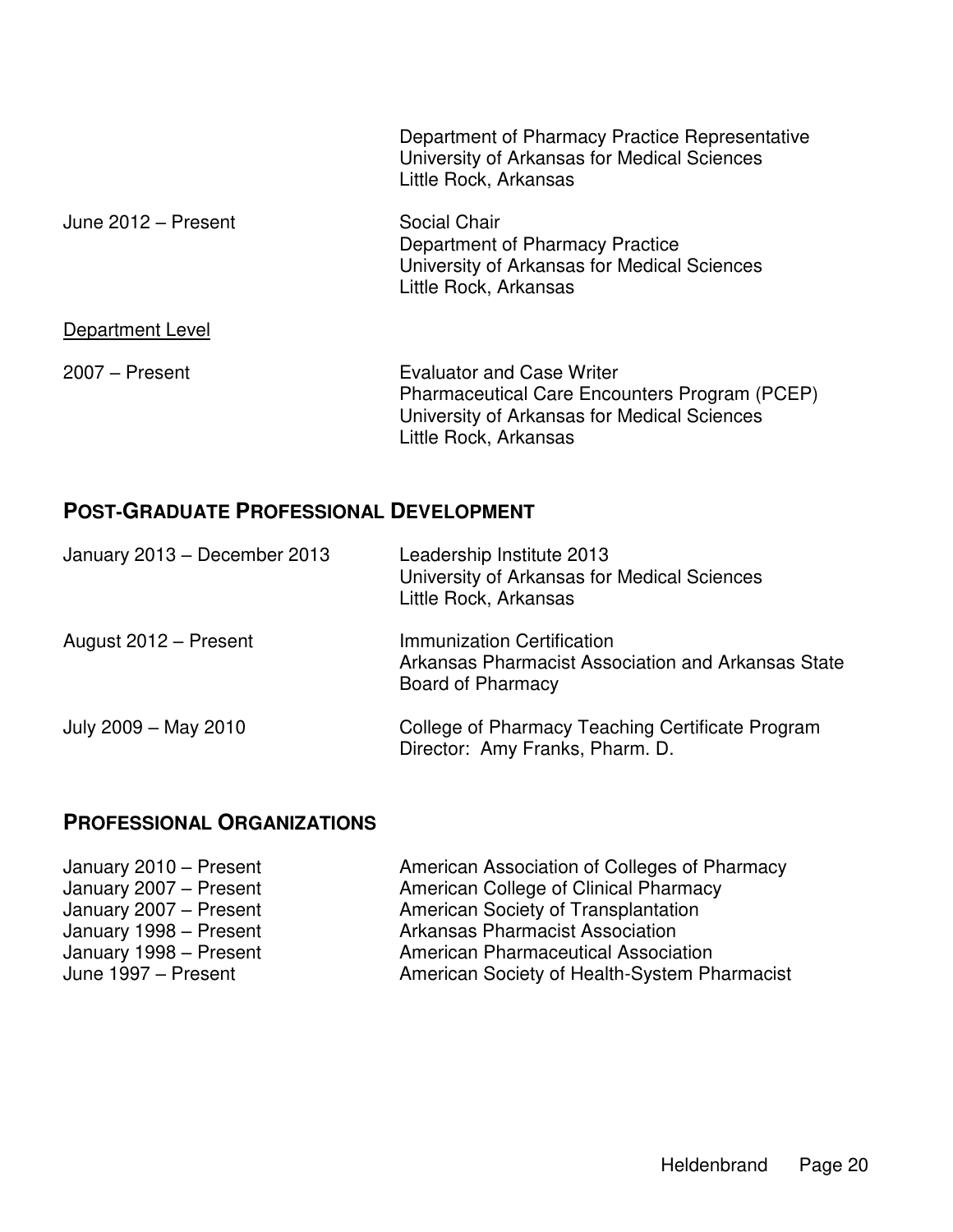Department of Pharmacy Practice Representative
University of Arkansas for Medical Sciences
Little Rock, Arkansas

| | |
|---|---|
| June 2012 – Present | Social Chair<br>Department of Pharmacy Practice<br>University of Arkansas for Medical Sciences<br>Little Rock, Arkansas |

<u>Department Level</u>

| | |
|---|---|
| 2007 – Present | Evaluator and Case Writer<br>Pharmaceutical Care Encounters Program (PCEP)<br>University of Arkansas for Medical Sciences<br>Little Rock, Arkansas |

## POST-GRADUATE PROFESSIONAL DEVELOPMENT

| | |
|---|---|
| January 2013 – December 2013 | Leadership Institute 2013<br>University of Arkansas for Medical Sciences<br>Little Rock, Arkansas |
| August 2012 – Present | Immunization Certification<br>Arkansas Pharmacist Association and Arkansas State Board of Pharmacy |
| July 2009 – May 2010 | College of Pharmacy Teaching Certificate Program<br>Director: Amy Franks, Pharm. D. |

## PROFESSIONAL ORGANIZATIONS

| | |
|---|---|
| January 2010 – Present | American Association of Colleges of Pharmacy |
| January 2007 – Present | American College of Clinical Pharmacy |
| January 2007 – Present | American Society of Transplantation |
| January 1998 – Present | Arkansas Pharmacist Association |
| January 1998 – Present | American Pharmaceutical Association |
| June 1997 – Present | American Society of Health-System Pharmacist |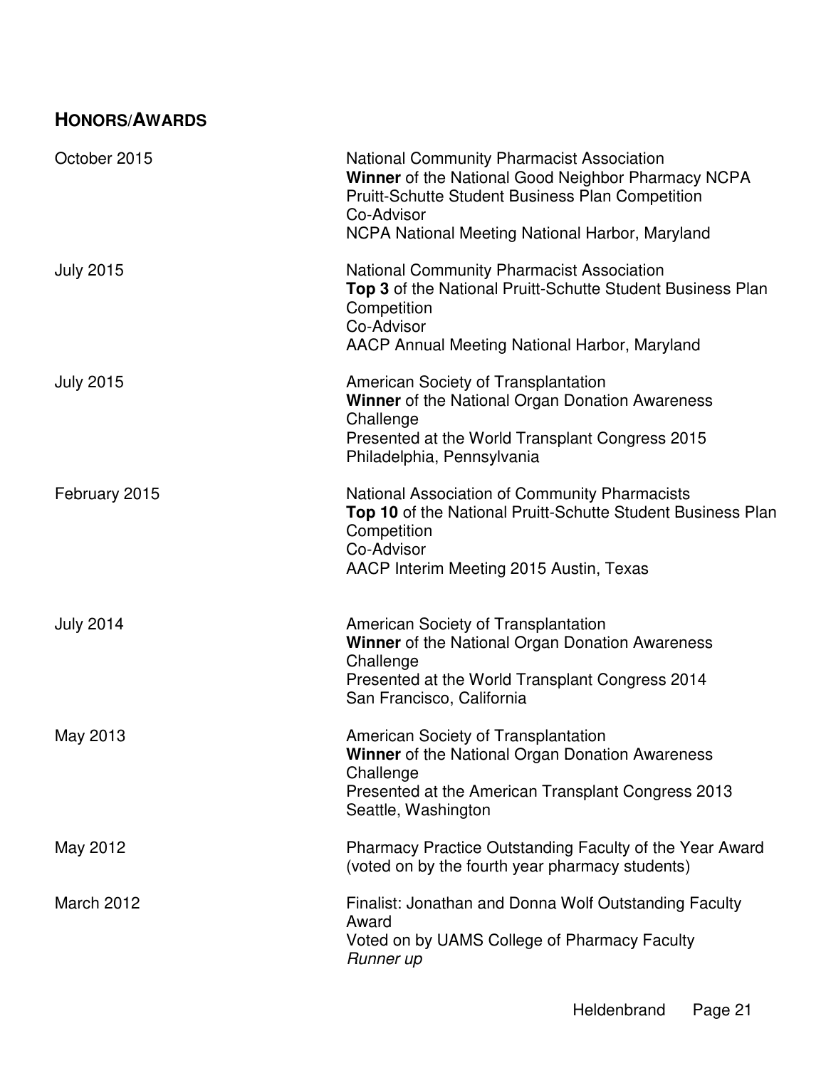## HONORS/AWARDS

| | |
|---|---|
| October 2015 | National Community Pharmacist Association<br>**Winner** of the National Good Neighbor Pharmacy NCPA Pruitt-Schutte Student Business Plan Competition<br>Co-Advisor<br>NCPA National Meeting National Harbor, Maryland |
| July 2015 | National Community Pharmacist Association<br>**Top 3** of the National Pruitt-Schutte Student Business Plan Competition<br>Co-Advisor<br>AACP Annual Meeting National Harbor, Maryland |
| July 2015 | American Society of Transplantation<br>**Winner** of the National Organ Donation Awareness Challenge<br>Presented at the World Transplant Congress 2015<br>Philadelphia, Pennsylvania |
| February 2015 | National Association of Community Pharmacists<br>**Top 10** of the National Pruitt-Schutte Student Business Plan Competition<br>Co-Advisor<br>AACP Interim Meeting 2015 Austin, Texas |
| July 2014 | American Society of Transplantation<br>**Winner** of the National Organ Donation Awareness Challenge<br>Presented at the World Transplant Congress 2014<br>San Francisco, California |
| May 2013 | American Society of Transplantation<br>**Winner** of the National Organ Donation Awareness Challenge<br>Presented at the American Transplant Congress 2013<br>Seattle, Washington |
| May 2012 | Pharmacy Practice Outstanding Faculty of the Year Award (voted on by the fourth year pharmacy students) |
| March 2012 | Finalist: Jonathan and Donna Wolf Outstanding Faculty Award<br>Voted on by UAMS College of Pharmacy Faculty<br>*Runner up* |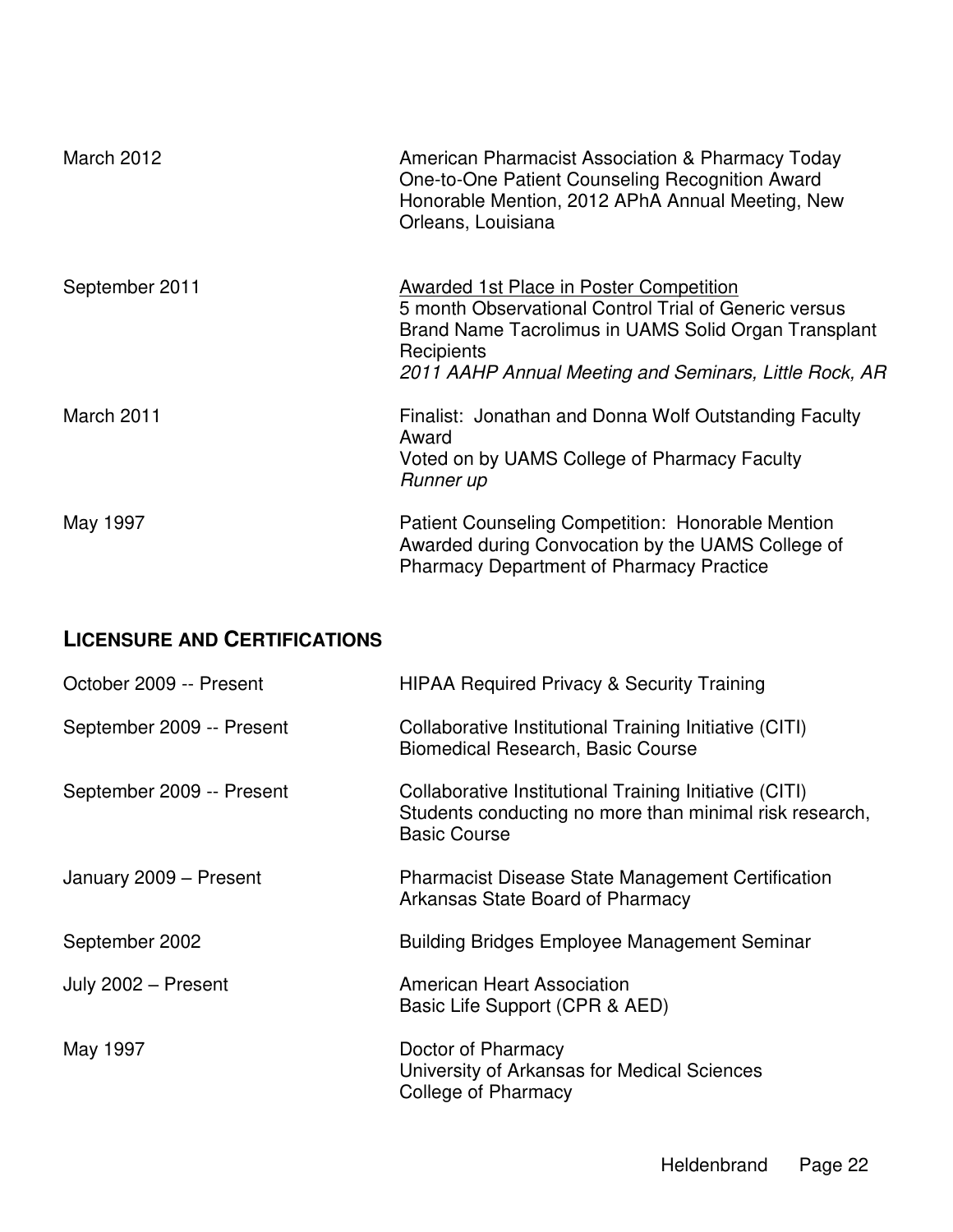| | |
|---|---|
| March 2012 | American Pharmacist Association & Pharmacy Today One-to-One Patient Counseling Recognition Award Honorable Mention, 2012 APhA Annual Meeting, New Orleans, Louisiana |
| September 2011 | Awarded 1st Place in Poster Competition<br>5 month Observational Control Trial of Generic versus Brand Name Tacrolimus in UAMS Solid Organ Transplant Recipients<br>*2011 AAHP Annual Meeting and Seminars, Little Rock, AR* |
| March 2011 | Finalist: Jonathan and Donna Wolf Outstanding Faculty Award<br>Voted on by UAMS College of Pharmacy Faculty<br>*Runner up* |
| May 1997 | Patient Counseling Competition: Honorable Mention<br>Awarded during Convocation by the UAMS College of Pharmacy Department of Pharmacy Practice |

## LICENSURE AND CERTIFICATIONS

| | |
|---|---|
| October 2009 -- Present | HIPAA Required Privacy & Security Training |
| September 2009 -- Present | Collaborative Institutional Training Initiative (CITI)<br>Biomedical Research, Basic Course |
| September 2009 -- Present | Collaborative Institutional Training Initiative (CITI)<br>Students conducting no more than minimal risk research, Basic Course |
| January 2009 – Present | Pharmacist Disease State Management Certification<br>Arkansas State Board of Pharmacy |
| September 2002 | Building Bridges Employee Management Seminar |
| July 2002 – Present | American Heart Association<br>Basic Life Support (CPR & AED) |
| May 1997 | Doctor of Pharmacy<br>University of Arkansas for Medical Sciences<br>College of Pharmacy |